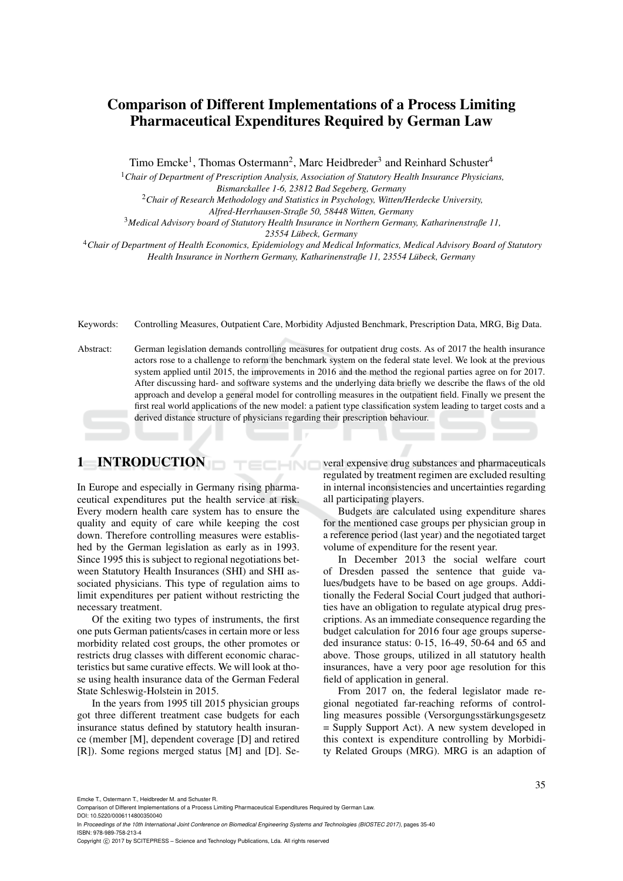# Comparison of Different Implementations of a Process Limiting Pharmaceutical Expenditures Required by German Law

Timo Emcke[1], Thomas Ostermann[2], Marc Heidbreder[3] and Reinhard Schuster[4]

[1] *Chair of Department of Prescription Analysis, Association of Statutory Health Insurance Physicians, Bismarckallee 1-6, 23812 Bad Segeberg, Germany*

[2] *Chair of Research Methodology and Statistics in Psychology, Witten/Herdecke University, Alfred-Herrhausen-Straße 50, 58448 Witten, Germany*

[3] *Medical Advisory board of Statutory Health Insurance in Northern Germany, Katharinenstraße 11, 23554 Lübeck, Germany*

[4] *Chair of Department of Health Economics, Epidemiology and Medical Informatics, Medical Advisory Board of Statutory Health Insurance in Northern Germany, Katharinenstraße 11, 23554 Lübeck, Germany*

Keywords: Controlling Measures, Outpatient Care, Morbidity Adjusted Benchmark, Prescription Data, MRG, Big Data.

Abstract: German legislation demands controlling measures for outpatient drug costs. As of 2017 the health insurance actors rose to a challenge to reform the benchmark system on the federal state level. We look at the previous system applied until 2015, the improvements in 2016 and the method the regional parties agree on for 2017. After discussing hard- and software systems and the underlying data briefly we describe the flaws of the old approach and develop a general model for controlling measures in the outpatient field. Finally we present the first real world applications of the new model: a patient type classification system leading to target costs and a derived distance structure of physicians regarding their prescription behaviour.

## 1 INTRODUCTION

In Europe and especially in Germany rising pharmaceutical expenditures put the health service at risk. Every modern health care system has to ensure the quality and equity of care while keeping the cost down. Therefore controlling measures were established by the German legislation as early as in 1993. Since 1995 this is subject to regional negotiations between Statutory Health Insurances (SHI) and SHI associated physicians. This type of regulation aims to limit expenditures per patient without restricting the necessary treatment.

Of the exiting two types of instruments, the first one puts German patients/cases in certain more or less morbidity related cost groups, the other promotes or restricts drug classes with different economic characteristics but same curative effects. We will look at those using health insurance data of the German Federal State Schleswig-Holstein in 2015.

In the years from 1995 till 2015 physician groups got three different treatment case budgets for each insurance status defined by statutory health insurance (member [M], dependent coverage [D] and retired [R]). Some regions merged status [M] and [D]. Several expensive drug substances and pharmaceuticals regulated by treatment regimen are excluded resulting in internal inconsistencies and uncertainties regarding all participating players.

Budgets are calculated using expenditure shares for the mentioned case groups per physician group in a reference period (last year) and the negotiated target volume of expenditure for the resent year.

In December 2013 the social welfare court of Dresden passed the sentence that guide values/budgets have to be based on age groups. Additionally the Federal Social Court judged that authorities have an obligation to regulate atypical drug prescriptions. As an immediate consequence regarding the budget calculation for 2016 four age groups superseded insurance status: 0-15, 16-49, 50-64 and 65 and above. Those groups, utilized in all statutory health insurances, have a very poor age resolution for this field of application in general.

From 2017 on, the federal legislator made regional negotiated far-reaching reforms of controlling measures possible (Versorgungsstärkungsgesetz = Supply Support Act). A new system developed in this context is expenditure controlling by Morbidity Related Groups (MRG). MRG is an adaption of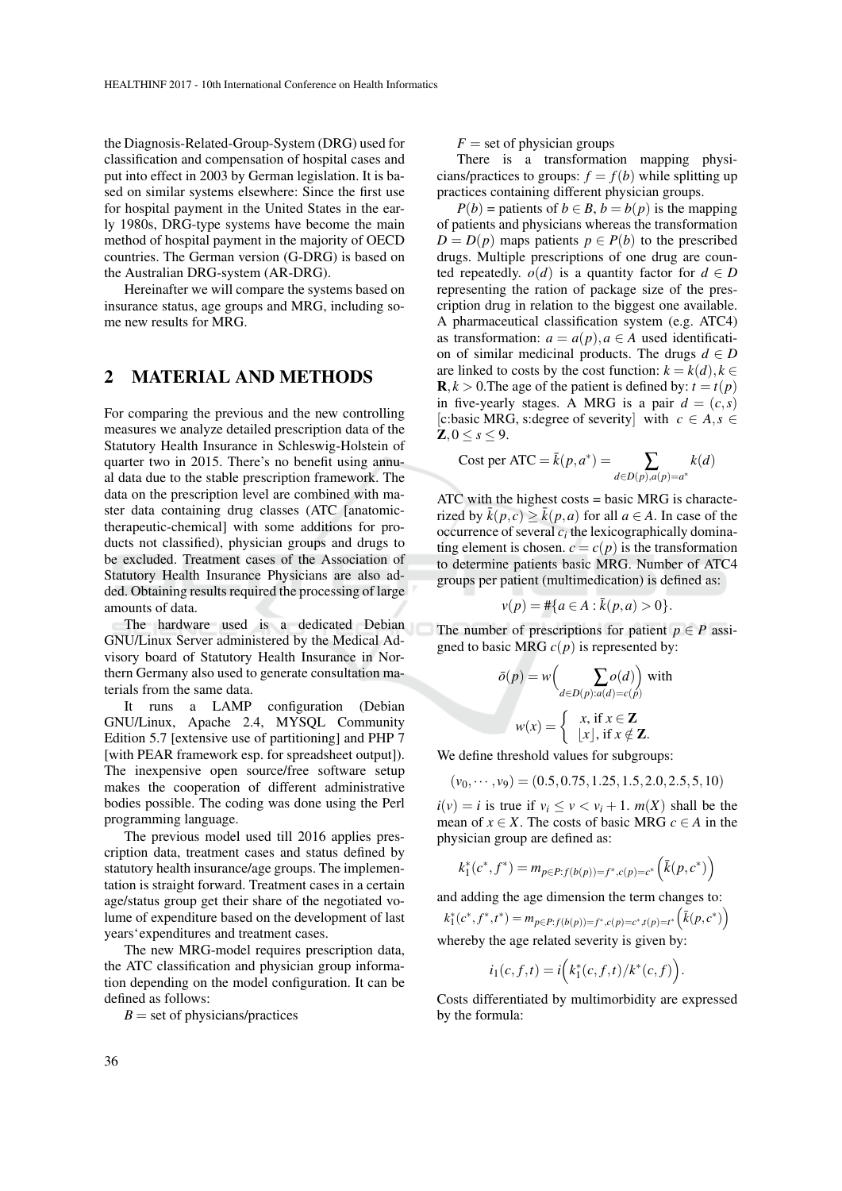the Diagnosis-Related-Group-System (DRG) used for classification and compensation of hospital cases and put into effect in 2003 by German legislation. It is based on similar systems elsewhere: Since the first use for hospital payment in the United States in the early 1980s, DRG-type systems have become the main method of hospital payment in the majority of OECD countries. The German version (G-DRG) is based on the Australian DRG-system (AR-DRG).

Hereinafter we will compare the systems based on insurance status, age groups and MRG, including some new results for MRG.

## 2 MATERIAL AND METHODS

For comparing the previous and the new controlling measures we analyze detailed prescription data of the Statutory Health Insurance in Schleswig-Holstein of quarter two in 2015. There's no benefit using annual data due to the stable prescription framework. The data on the prescription level are combined with master data containing drug classes (ATC [anatomic-therapeutic-chemical] with some additions for products not classified), physician groups and drugs to be excluded. Treatment cases of the Association of Statutory Health Insurance Physicians are also added. Obtaining results required the processing of large amounts of data.

The hardware used is a dedicated Debian GNU/Linux Server administered by the Medical Advisory board of Statutory Health Insurance in Northern Germany also used to generate consultation materials from the same data.

It runs a LAMP configuration (Debian GNU/Linux, Apache 2.4, MYSQL Community Edition 5.7 [extensive use of partitioning] and PHP 7 [with PEAR framework esp. for spreadsheet output]). The inexpensive open source/free software setup makes the cooperation of different administrative bodies possible. The coding was done using the Perl programming language.

The previous model used till 2016 applies prescription data, treatment cases and status defined by statutory health insurance/age groups. The implementation is straight forward. Treatment cases in a certain age/status group get their share of the negotiated volume of expenditure based on the development of last years'expenditures and treatment cases.

The new MRG-model requires prescription data, the ATC classification and physician group information depending on the model configuration. It can be defined as follows:

$B$ = set of physicians/practices

$F$ = set of physician groups

There is a transformation mapping physicians/practices to groups: $f = f(b)$ while splitting up practices containing different physician groups.

$P(b)$ = patients of $b \in B$, $b = b(p)$ is the mapping of patients and physicians whereas the transformation $D = D(p)$ maps patients $p \in P(b)$ to the prescribed drugs. Multiple prescriptions of one drug are counted repeatedly. $o(d)$ is a quantity factor for $d \in D$ representing the ration of package size of the prescription drug in relation to the biggest one available. A pharmaceutical classification system (e.g. ATC4) as transformation: $a = a(p), a \in A$ used identification of similar medicinal products. The drugs $d \in D$ are linked to costs by the cost function: $k = k(d), k \in \mathbf{R}, k > 0$.The age of the patient is defined by: $t = t(p)$ in five-yearly stages. A MRG is a pair $d = (c, s)$ [c:basic MRG, s:degree of severity] with $c \in A, s \in \mathbf{Z}, 0 \leq s \leq 9$.

$$\text{Cost per ATC} = \bar{k}(p, a^*) = \sum_{d \in D(p), a(p) = a^*} k(d)$$

ATC with the highest costs = basic MRG is characterized by $\bar{k}(p, c) \geq \bar{k}(p, a)$ for all $a \in A$. In case of the occurrence of several $c_i$ the lexicographically dominating element is chosen. $c = c(p)$ is the transformation to determine patients basic MRG. Number of ATC4 groups per patient (multimedication) is defined as:

$$v(p) = \#\{a \in A : \bar{k}(p, a) > 0\}.$$

The number of prescriptions for patient $p \in P$ assigned to basic MRG $c(p)$ is represented by:

$$\bar{o}(p) = w\Big(\sum_{d \in D(p): a(d) = c(p)} o(d)\Big) \text{ with}$$

$$w(x) = \begin{cases} x, \text{ if } x \in \mathbf{Z} \\ \lfloor x \rfloor, \text{ if } x \notin \mathbf{Z}. \end{cases}$$

We define threshold values for subgroups:

$$(v_0, \cdots, v_9) = (0.5, 0.75, 1.25, 1.5, 2.0, 2.5, 5, 10)$$

$i(v) = i$ is true if $v_i \leq v < v_i + 1$. $m(X)$ shall be the mean of $x \in X$. The costs of basic MRG $c \in A$ in the physician group are defined as:

$$k_1^*(c^*, f^*) = m_{p \in P: f(b(p)) = f^*, c(p) = c^*}\Big(\bar{k}(p, c^*)\Big)$$

and adding the age dimension the term changes to:

$$k_1^*(c^*, f^*, t^*) = m_{p \in P: f(b(p)) = f^*, c(p) = c^*, t(p) = t^*}\Big(\bar{k}(p, c^*)\Big)$$

whereby the age related severity is given by:

$$i_1(c, f, t) = i\Big(k_1^*(c, f, t)/k^*(c, f)\Big).$$

Costs differentiated by multimorbidity are expressed by the formula: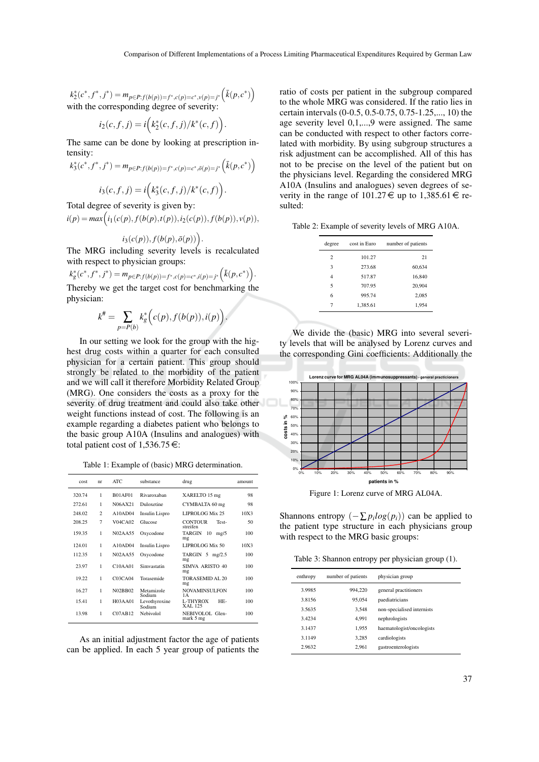$$k_2^*(c^*, f^*, j^*) = m_{p \in P: f(b(p))=f^*, c(p)=c^*, v(p)=j^*}\left(\bar{k}(p, c^*)\right)$$

with the corresponding degree of severity:

$$i_2(c, f, j) = i\left(k_2^*(c, f, j)/k^*(c, f)\right).$$

The same can be done by looking at prescription intensity:

$$k_3^*(c^*, f^*, j^*) = m_{p \in P: f(b(p))=f^*, c(p)=c^*, \bar{o}(p)=j^*}\left(\bar{k}(p, c^*)\right)$$

$$i_3(c, f, j) = i\left(k_3^*(c, f, j)/k^*(c, f)\right).$$

Total degree of severity is given by:

$$i(p) = max\Big(i_1(c(p), f(b(p), t(p)), i_2(c(p)), f(b(p)), v(p)),$$

$$i_3(c(p)), f(b(p), \bar{o}(p))\Big).$$

The MRG including severity levels is recalculated with respect to physician groups:

$$k_g^*(c^*, f^*, j^*) = m_{p \in P: f(b(p))=f^*, c(p)=c^*, i(p)=j^*}\left(\bar{k}(p, c^*)\right).$$

Thereby we get the target cost for benchmarking the physician:

$$k^\# = \sum_{p=P(b)} k_g^*\Big(c(p), f(b(p)), i(p)\Big).$$

In our setting we look for the group with the highest drug costs within a quarter for each consulted physician for a certain patient. This group should strongly be related to the morbidity of the patient and we will call it therefore Morbidity Related Group (MRG). One considers the costs as a proxy for the severity of drug treatment and could also take other weight functions instead of cost. The following is an example regarding a diabetes patient who belongs to the basic group A10A (Insulins and analogues) with total patient cost of 1,536.75 €:

Table 1: Example of (basic) MRG determination.

| cost | nr | ATC | substance | drug | amount |
|---|---|---|---|---|---|
| 320.74 | 1 | B01AF01 | Rivaroxaban | XARELTO 15 mg | 98 |
| 272.61 | 1 | N06AX21 | Duloxetine | CYMBALTA 60 mg | 98 |
| 248.02 | 2 | A10AD04 | Insulin Lispro | LIPROLOG Mix 25 | 10X3 |
| 208.25 | 7 | V04CA02 | Glucose | CONTOUR Test-streifen | 50 |
| 159.35 | 1 | N02AA55 | Oxycodone | TARGIN 10 mg/5 mg | 100 |
| 124.01 | 1 | A10AD04 | Insulin Lispro | LIPROLOG Mix 50 | 10X3 |
| 112.35 | 1 | N02AA55 | Oxycodone | TARGIN 5 mg/2.5 mg | 100 |
| 23.97 | 1 | C10AA01 | Simvastatin | SIMVA ARISTO 40 mg | 100 |
| 19.22 | 1 | C03CA04 | Torasemide | TORASEMID AL 20 mg | 100 |
| 16.27 | 1 | N02BB02 | Metamizole Sodium | NOVAMINSULFON 1A | 100 |
| 15.41 | 1 | H03AA01 | Levothyroxine Sodium | L-THYROX HEXAL 125 | 100 |
| 13.98 | 1 | C07AB12 | Nebivolol | NEBIVOLOL Glenmark 5 mg | 100 |

As an initial adjustment factor the age of patients can be applied. In each 5 year group of patients the ratio of costs per patient in the subgroup compared to the whole MRG was considered. If the ratio lies in certain intervals (0-0.5, 0.5-0.75, 0.75-1.25,..., 10) the age severity level 0,1,...,9 were assigned. The same can be conducted with respect to other factors correlated with morbidity. By using subgroup structures a risk adjustment can be accomplished. All of this has not to be precise on the level of the patient but on the physicians level. Regarding the considered MRG A10A (Insulins and analogues) seven degrees of severity in the range of 101.27 € up to 1,385.61 € resulted:

Table 2: Example of severity levels of MRG A10A.

| degree | cost in Euro | number of patients |
|---|---|---|
| 2 | 101.27 | 21 |
| 3 | 273.68 | 60,634 |
| 4 | 517.87 | 16,840 |
| 5 | 707.95 | 20,904 |
| 6 | 995.74 | 2,085 |
| 7 | 1,385.61 | 1,954 |

We divide the (basic) MRG into several severity levels that will be analysed by Lorenz curves and the corresponding Gini coefficients: Additionally the

Figure 1: Lorenz curve of MRG AL04A.

Shannons entropy $(-\sum p_i log(p_i))$ can be applied to the patient type structure in each physicians group with respect to the MRG basic groups:

Table 3: Shannon entropy per physician group (1).

| enthropy | number of patients | physician group |
|---|---|---|
| 3.9985 | 994,220 | general practitioners |
| 3.8156 | 95,054 | paediatricians |
| 3.5635 | 3,548 | non-specialised internists |
| 3.4234 | 4,991 | nephrologists |
| 3.1437 | 1,955 | haematologist/oncologists |
| 3.1149 | 3,285 | cardiologists |
| 2.9632 | 2,961 | gastroenterologists |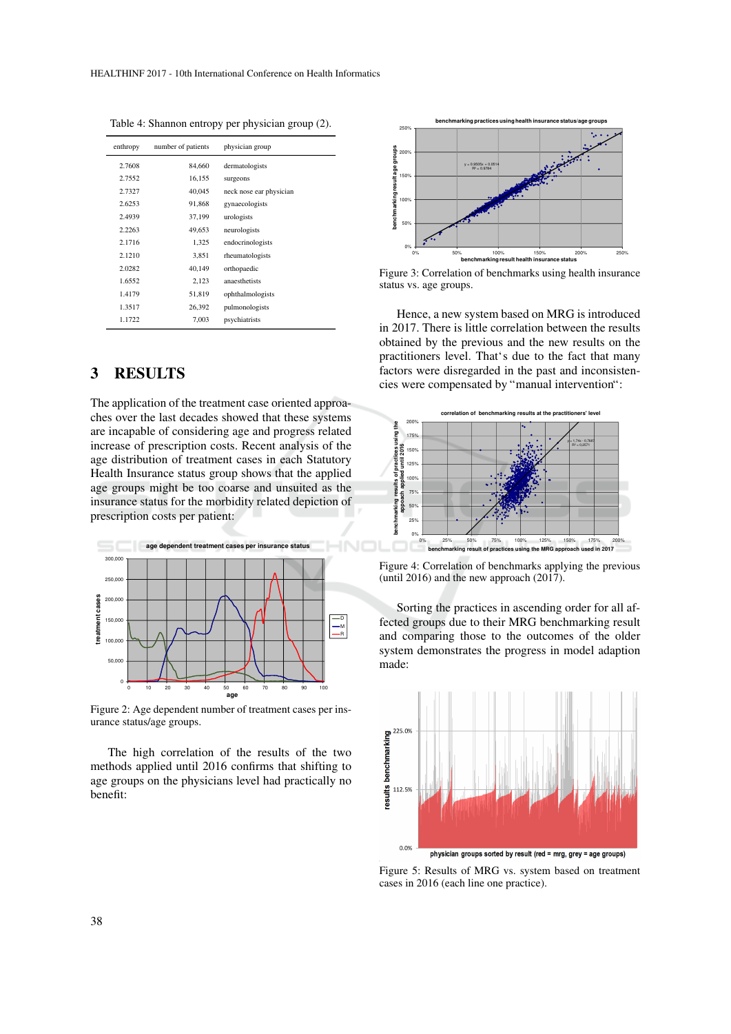Table 4: Shannon entropy per physician group (2).

| enthropy | number of patients | physician group |
|---|---|---|
| 2.7608 | 84,660 | dermatologists |
| 2.7552 | 16,155 | surgeons |
| 2.7327 | 40,045 | neck nose ear physician |
| 2.6253 | 91,868 | gynaecologists |
| 2.4939 | 37,199 | urologists |
| 2.2263 | 49,653 | neurologists |
| 2.1716 | 1,325 | endocrinologists |
| 2.1210 | 3,851 | rheumatologists |
| 2.0282 | 40,149 | orthopaedic |
| 1.6552 | 2,123 | anaesthetists |
| 1.4179 | 51,819 | ophthalmologists |
| 1.3517 | 26,392 | pulmonologists |
| 1.1722 | 7,003 | psychiatrists |

## 3 RESULTS

The application of the treatment case oriented approaches over the last decades showed that these systems are incapable of considering age and progress related increase of prescription costs. Recent analysis of the age distribution of treatment cases in each Statutory Health Insurance status group shows that the applied age groups might be too coarse and unsuited as the insurance status for the morbidity related depiction of prescription costs per patient:

Figure 2: Age dependent number of treatment cases per insurance status/age groups.

The high correlation of the results of the two methods applied until 2016 confirms that shifting to age groups on the physicians level had practically no benefit:

Figure 3: Correlation of benchmarks using health insurance status vs. age groups.

Hence, a new system based on MRG is introduced in 2017. There is little correlation between the results obtained by the previous and the new results on the practitioners level. That's due to the fact that many factors were disregarded in the past and inconsistencies were compensated by "manual intervention":

Figure 4: Correlation of benchmarks applying the previous (until 2016) and the new approach (2017).

Sorting the practices in ascending order for all affected groups due to their MRG benchmarking result and comparing those to the outcomes of the older system demonstrates the progress in model adaption made:

Figure 5: Results of MRG vs. system based on treatment cases in 2016 (each line one practice).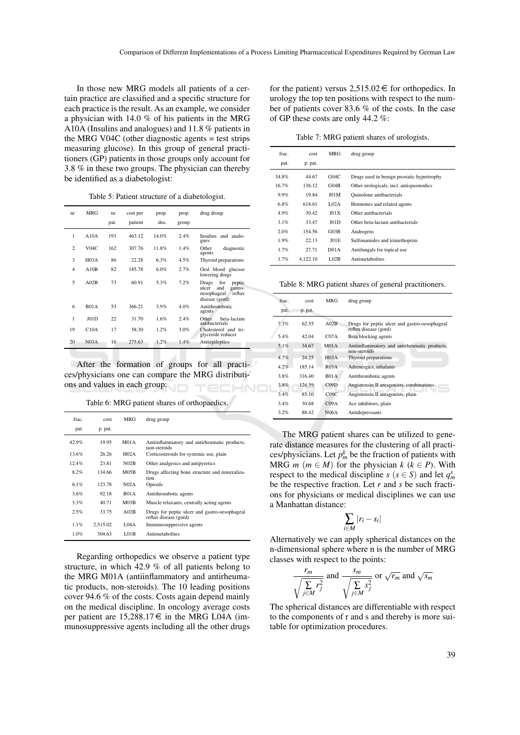In those new MRG models all patients of a certain practice are classified and a specific structure for each practice is the result. As an example, we consider a physician with 14.0 % of his patients in the MRG A10A (Insulins and analogues) and 11.8 % patients in the MRG V04C (other diagnostic agents = test strips measuring glucose). In this group of general practitioners (GP) patients in those groups only account for 3.8 % in these two groups. The physician can thereby be identified as a diabetologist:

Table 5: Patient structure of a diabetologist.

| nr | MRG | nr. pat. | cost per patient | prop. doc. | prop. group | drug droup |
|---|---|---|---|---|---|---|
| 1 | A10A | 193 | 463.12 | 14.0% | 2.4% | Insulins and analogues |
| 2 | V04C | 162 | 307.76 | 11.8% | 1.4% | Other diagnostic agents |
| 3 | H03A | 86 | 22.28 | 6.3% | 4.5% | Thyroid preparations |
| 4 | A10B | 82 | 185.78 | 6.0% | 2.7% | Oral blood glucose lowering drugs |
| 5 | A02B | 73 | 60.91 | 5.3% | 7.2% | Drugs for peptic ulcer and gastro-oesophageal reflux disease (gord) |
| 6 | B01A | 53 | 366.21 | 3.9% | 4.0% | Antithrombotic agents |
| 1 | J01D | 22 | 31.70 | 1.6% | 2.4% | Other beta-lactam antibacterials |
| 19 | C10A | 17 | 58.30 | 1.2% | 3.0% | Cholesterol and triglyceride reducer |
| 20 | N03A | 16 | 275.63 | 1.2% | 1.4% | Antiepileptics |

After the formation of groups for all practices/physicians one can compare the MRG distributions and values in each group:

Table 6: MRG patient shares of orthopaedics.

| frac. pat. | cost p. pat. | MRG | drug group |
|---|---|---|---|
| 42.9% | 19.95 | M01A | Antiinflammatory and antirheumatic products, non-steroids |
| 13.6% | 26.26 | H02A | Corticosteroids for systemic use, plain |
| 12.4% | 23.81 | N02B | Other analgesics and antipyretics |
| 8.2% | 134.66 | M05B | Drugs affecting bone structure and mineralization |
| 6.1% | 123.78 | N02A | Opioids |
| 3.6% | 92.18 | B01A | Antithrombotic agents |
| 3.3% | 40.71 | M03B | Muscle relaxants, centrally acting agents |
| 2.5% | 33.75 | A02B | Drugs for peptic ulcer and gastro-oesophageal reflux disease (gord) |
| 1.1% | 2,515.02 | L04A | Immunosuppressive agents |
| 1.0% | 304.63 | L01B | Antimetabolites |

Regarding orthopedics we observe a patient type structure, in which 42.9 % of all patients belong to the MRG M01A (antiinflammatory and antirheumatic products, non-steroids). The 10 leading positions cover 94.6 % of the costs. Costs again depend mainly on the medical discipline. In oncology average costs per patient are 15,288.17 € in the MRG L04A (immunosuppressive agents including all the other drugs for the patient) versus 2,515.02 € for orthopedics. In urology the top ten positions with respect to the number of patients cover 83.6 % of the costs. In the case of GP these costs are only 44.2 %:

Table 7: MRG patient shares of urologists.

| frac. pat. | cost p. pat. | MRG | drug group |
|---|---|---|---|
| 34.8% | 44.67 | G04C | Drugs used in benign prostatic hypertrophy |
| 16.7% | 136.12 | G04B | Other urologicals, incl. antispasmodics |
| 9.9% | 19.84 | J01M | Quinolone antibacterials |
| 6.8% | 618.61 | L02A | Hormones and related agents |
| 4.9% | 30.42 | J01X | Other antibacterials |
| 3.1% | 33.47 | J01D | Other beta-lactam antibacterials |
| 2.0% | 154.56 | G03B | Androgens |
| 1.9% | 22.13 | J01E | Sulfonamides and trimethoprim |
| 1.7% | 27.71 | D01A | Antifungals for topical use |
| 1.7% | 4,122.10 | L02B | Antimetabolites |

Table 8: MRG patient shares of general practitioners.

| frac. pat. | cost p. pat. | MRG | drug group |
|---|---|---|---|
| 7.3% | 62.55 | A02B | Drugs for peptic ulcer and gastro-oesophageal reflux disease (gord) |
| 5.4% | 42.04 | C07A | Beta blocking agents |
| 5.1% | 34.67 | M01A | Antiinflammatory and antirheumatic products, non-steroids |
| 4.7% | 24.25 | H03A | Thyroid preparations |
| 4.2% | 185.14 | R03A | Adrenergics, inhalants |
| 3.8% | 316.40 | B01A | Antithrombotic agents |
| 3.8% | 124.59 | C09D | Angiotensin II antagonists, combinations |
| 3.4% | 85.10 | C09C | Angiotensin II antagonists, plain |
| 3.4% | 30.68 | C09A | Ace inhibitors, plain |
| 3.2% | 88.42 | N06A | Antidepressants |

The MRG patient shares can be utilized to generate distance measures for the clustering of all practices/physicians. Let $p_m^k$ be the fraction of patients with MRG $m$ ($m \in M$) for the physician $k$ ($k \in P$). With respect to the medical discipline $s$ ($s \in S$) and let $q_m^s$ be the respective fraction. Let $r$ and $s$ be such fractions for physicians or medical disciplines we can use a Manhattan distance:

$$\sum_{i \in M} |r_i - s_i|$$

Alternatively we can apply spherical distances on the n-dimensional sphere where n is the number of MRG classes with respect to the points:

$$\frac{r_m}{\sqrt{\sum_{j \in M} r_j^2}} \text{ and } \frac{s_m}{\sqrt{\sum_{j \in M} s_j^2}} \text{ or } \sqrt{r_m} \text{ and } \sqrt{s_m}$$

The spherical distances are differentiable with respect to the components of r and s and thereby is more suitable for optimization procedures.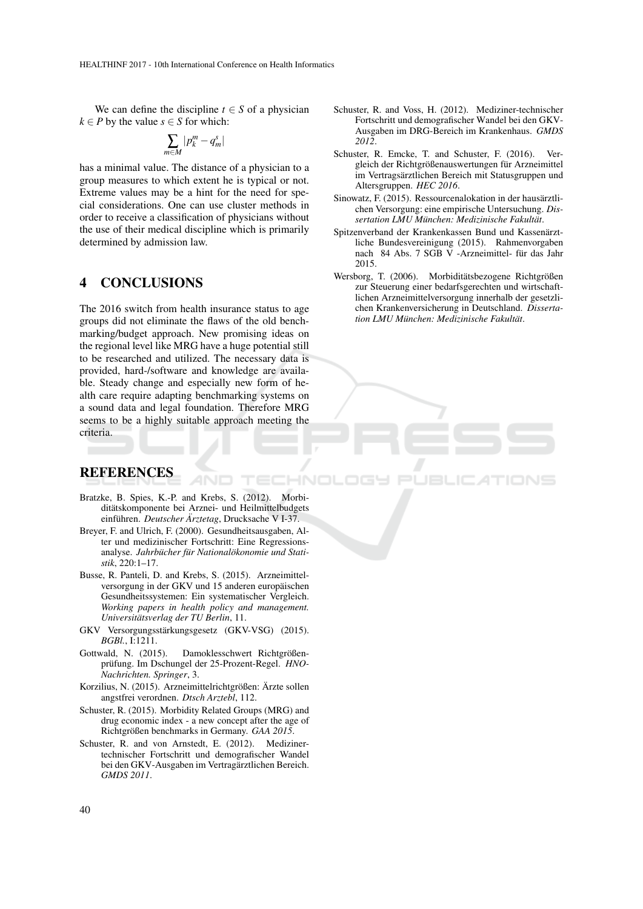We can define the discipline $t \in S$ of a physician $k \in P$ by the value $s \in S$ for which:

$$\sum_{m \in M} |p_k^m - q_m^s|$$

has a minimal value. The distance of a physician to a group measures to which extent he is typical or not. Extreme values may be a hint for the need for special considerations. One can use cluster methods in order to receive a classification of physicians without the use of their medical discipline which is primarily determined by admission law.

## 4 CONCLUSIONS

The 2016 switch from health insurance status to age groups did not eliminate the flaws of the old benchmarking/budget approach. New promising ideas on the regional level like MRG have a huge potential still to be researched and utilized. The necessary data is provided, hard-/software and knowledge are available. Steady change and especially new form of health care require adapting benchmarking systems on a sound data and legal foundation. Therefore MRG seems to be a highly suitable approach meeting the criteria.

## REFERENCES

Bratzke, B. Spies, K.-P. and Krebs, S. (2012). Morbiditätskomponente bei Arznei- und Heilmittelbudgets einführen. *Deutscher Ärztetag*, Drucksache V I-37.

Breyer, F. and Ulrich, F. (2000). Gesundheitsausgaben, Alter und medizinischer Fortschritt: Eine Regressionsanalyse. *Jahrbücher für Nationalökonomie und Statistik*, 220:1–17.

Busse, R. Panteli, D. and Krebs, S. (2015). Arzneimittelversorgung in der GKV und 15 anderen europäischen Gesundheitssystemen: Ein systematischer Vergleich. *Working papers in health policy and management. Universitätsverlag der TU Berlin*, 11.

GKV Versorgungsstärkungsgesetz (GKV-VSG) (2015). *BGBl.*, I:1211.

Gottwald, N. (2015). Damoklesschwert Richtgrößenprüfung. Im Dschungel der 25-Prozent-Regel. *HNO-Nachrichten. Springer*, 3.

Korzilius, N. (2015). Arzneimittelrichtgrößen: Ärzte sollen angstfrei verordnen. *Dtsch Arztebl*, 112.

Schuster, R. (2015). Morbidity Related Groups (MRG) and drug economic index - a new concept after the age of Richtgrößen benchmarks in Germany. *GAA 2015*.

Schuster, R. and von Arnstedt, E. (2012). Medizinertechnischer Fortschritt und demografischer Wandel bei den GKV-Ausgaben im Vertragärztlichen Bereich. *GMDS 2011*.

Schuster, R. and Voss, H. (2012). Mediziner-technischer Fortschritt und demografischer Wandel bei den GKV-Ausgaben im DRG-Bereich im Krankenhaus. *GMDS 2012*.

Schuster, R. Emcke, T. and Schuster, F. (2016). Vergleich der Richtgrößenauswertungen für Arzneimittel im Vertragsärztlichen Bereich mit Statusgruppen und Altersgruppen. *HEC 2016*.

Sinowatz, F. (2015). Ressourcenalokation in der hausärztlichen Versorgung: eine empirische Untersuchung. *Dissertation LMU München: Medizinische Fakultät*.

Spitzenverband der Krankenkassen Bund und Kassenärztliche Bundesvereinigung (2015). Rahmenvorgaben nach 84 Abs. 7 SGB V -Arzneimittel- für das Jahr 2015.

Wersborg, T. (2006). Morbiditätsbezogene Richtgrößen zur Steuerung einer bedarfsgerechten und wirtschaftlichen Arzneimittelversorgung innerhalb der gesetzlichen Krankenversicherung in Deutschland. *Dissertation LMU München: Medizinische Fakultät*.